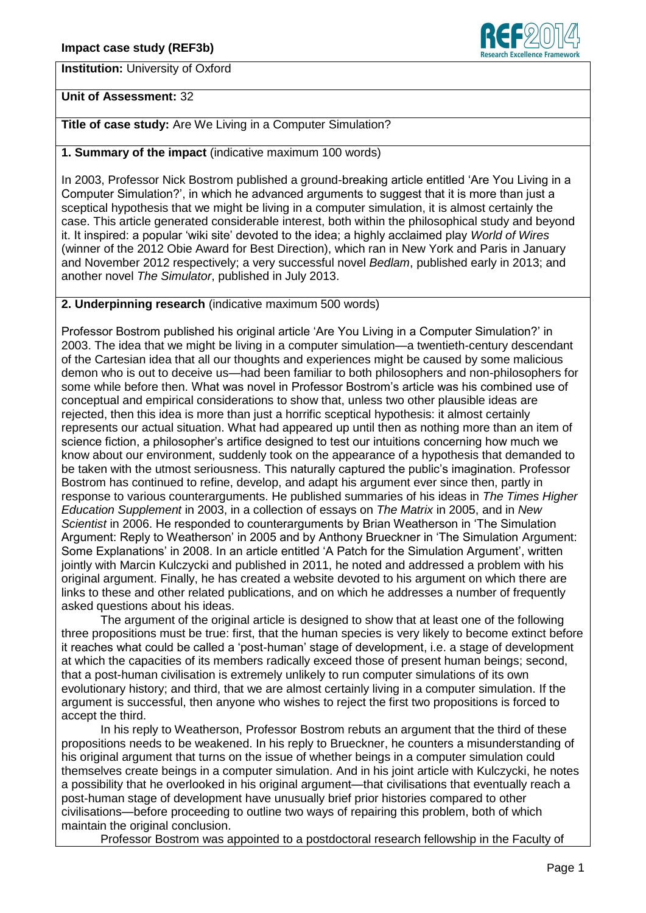**Impact case study (REF3b)**

**Institution:** University of Oxford

**Unit of Assessment:** 32

**Title of case study:** Are We Living in a Computer Simulation?

## 1. Summary of the impact (indicative maximum 100 words)

In 2003, Professor Nick Bostrom published a ground-breaking article entitled 'Are You Living in a Computer Simulation?', in which he advanced arguments to suggest that it is more than just a sceptical hypothesis that we might be living in a computer simulation, it is almost certainly the case. This article generated considerable interest, both within the philosophical study and beyond it. It inspired: a popular 'wiki site' devoted to the idea; a highly acclaimed play *World of Wires* (winner of the 2012 Obie Award for Best Direction), which ran in New York and Paris in January and November 2012 respectively; a very successful novel *Bedlam*, published early in 2013; and another novel *The Simulator*, published in July 2013.

## 2. Underpinning research (indicative maximum 500 words)

Professor Bostrom published his original article 'Are You Living in a Computer Simulation?' in 2003. The idea that we might be living in a computer simulation—a twentieth-century descendant of the Cartesian idea that all our thoughts and experiences might be caused by some malicious demon who is out to deceive us—had been familiar to both philosophers and non-philosophers for some while before then. What was novel in Professor Bostrom's article was his combined use of conceptual and empirical considerations to show that, unless two other plausible ideas are rejected, then this idea is more than just a horrific sceptical hypothesis: it almost certainly represents our actual situation. What had appeared up until then as nothing more than an item of science fiction, a philosopher's artifice designed to test our intuitions concerning how much we know about our environment, suddenly took on the appearance of a hypothesis that demanded to be taken with the utmost seriousness. This naturally captured the public's imagination. Professor Bostrom has continued to refine, develop, and adapt his argument ever since then, partly in response to various counterarguments. He published summaries of his ideas in *The Times Higher Education Supplement* in 2003, in a collection of essays on *The Matrix* in 2005, and in *New Scientist* in 2006. He responded to counterarguments by Brian Weatherson in 'The Simulation Argument: Reply to Weatherson' in 2005 and by Anthony Brueckner in 'The Simulation Argument: Some Explanations' in 2008. In an article entitled 'A Patch for the Simulation Argument', written jointly with Marcin Kulczycki and published in 2011, he noted and addressed a problem with his original argument. Finally, he has created a website devoted to his argument on which there are links to these and other related publications, and on which he addresses a number of frequently asked questions about his ideas.

The argument of the original article is designed to show that at least one of the following three propositions must be true: first, that the human species is very likely to become extinct before it reaches what could be called a 'post-human' stage of development, i.e. a stage of development at which the capacities of its members radically exceed those of present human beings; second, that a post-human civilisation is extremely unlikely to run computer simulations of its own evolutionary history; and third, that we are almost certainly living in a computer simulation. If the argument is successful, then anyone who wishes to reject the first two propositions is forced to accept the third.

In his reply to Weatherson, Professor Bostrom rebuts an argument that the third of these propositions needs to be weakened. In his reply to Brueckner, he counters a misunderstanding of his original argument that turns on the issue of whether beings in a computer simulation could themselves create beings in a computer simulation. And in his joint article with Kulczycki, he notes a possibility that he overlooked in his original argument—that civilisations that eventually reach a post-human stage of development have unusually brief prior histories compared to other civilisations—before proceeding to outline two ways of repairing this problem, both of which maintain the original conclusion.

Professor Bostrom was appointed to a postdoctoral research fellowship in the Faculty of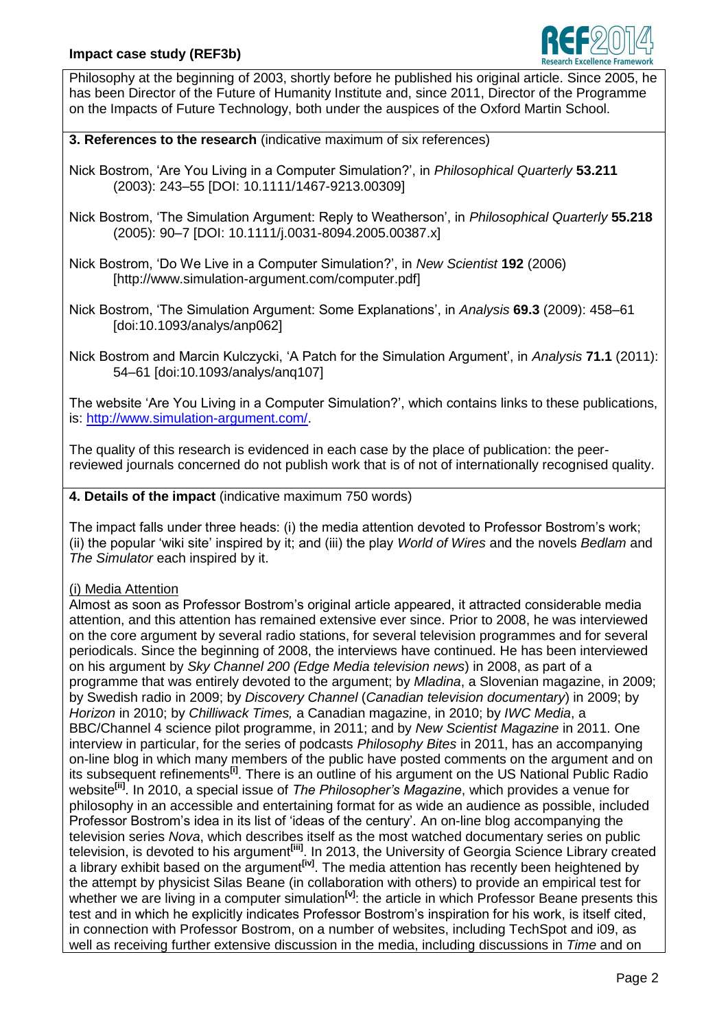Philosophy at the beginning of 2003, shortly before he published his original article. Since 2005, he has been Director of the Future of Humanity Institute and, since 2011, Director of the Programme on the Impacts of Future Technology, both under the auspices of the Oxford Martin School.

**3. References to the research** (indicative maximum of six references)

Nick Bostrom, 'Are You Living in a Computer Simulation?', in *Philosophical Quarterly* **53.211** (2003): 243–55 [DOI: 10.1111/1467-9213.00309]

Nick Bostrom, 'The Simulation Argument: Reply to Weatherson', in *Philosophical Quarterly* **55.218** (2005): 90–7 [DOI: 10.1111/j.0031-8094.2005.00387.x]

Nick Bostrom, 'Do We Live in a Computer Simulation?', in *New Scientist* **192** (2006) [http://www.simulation-argument.com/computer.pdf]

Nick Bostrom, 'The Simulation Argument: Some Explanations', in *Analysis* **69.3** (2009): 458–61 [doi:10.1093/analys/anp062]

Nick Bostrom and Marcin Kulczycki, 'A Patch for the Simulation Argument', in *Analysis* **71.1** (2011): 54–61 [doi:10.1093/analys/anq107]

The website 'Are You Living in a Computer Simulation?', which contains links to these publications, is: http://www.simulation-argument.com/.

The quality of this research is evidenced in each case by the place of publication: the peer-reviewed journals concerned do not publish work that is of not of internationally recognised quality.

**4. Details of the impact** (indicative maximum 750 words)

The impact falls under three heads: (i) the media attention devoted to Professor Bostrom's work; (ii) the popular 'wiki site' inspired by it; and (iii) the play *World of Wires* and the novels *Bedlam* and *The Simulator* each inspired by it.

(i) Media Attention

Almost as soon as Professor Bostrom's original article appeared, it attracted considerable media attention, and this attention has remained extensive ever since. Prior to 2008, he was interviewed on the core argument by several radio stations, for several television programmes and for several periodicals. Since the beginning of 2008, the interviews have continued. He has been interviewed on his argument by *Sky Channel 200 (Edge Media television news*) in 2008, as part of a programme that was entirely devoted to the argument; by *Mladina*, a Slovenian magazine, in 2009; by Swedish radio in 2009; by *Discovery Channel* (*Canadian television documentary*) in 2009; by *Horizon* in 2010; by *Chilliwack Times,* a Canadian magazine, in 2010; by *IWC Media*, a BBC/Channel 4 science pilot programme, in 2011; and by *New Scientist Magazine* in 2011. One interview in particular, for the series of podcasts *Philosophy Bites* in 2011, has an accompanying on-line blog in which many members of the public have posted comments on the argument and on its subsequent refinements[i]. There is an outline of his argument on the US National Public Radio website[ii]. In 2010, a special issue of *The Philosopher's Magazine*, which provides a venue for philosophy in an accessible and entertaining format for as wide an audience as possible, included Professor Bostrom's idea in its list of 'ideas of the century'. An on-line blog accompanying the television series *Nova*, which describes itself as the most watched documentary series on public television, is devoted to his argument[iii]. In 2013, the University of Georgia Science Library created a library exhibit based on the argument[iv]. The media attention has recently been heightened by the attempt by physicist Silas Beane (in collaboration with others) to provide an empirical test for whether we are living in a computer simulation[v]: the article in which Professor Beane presents this test and in which he explicitly indicates Professor Bostrom's inspiration for his work, is itself cited, in connection with Professor Bostrom, on a number of websites, including TechSpot and i09, as well as receiving further extensive discussion in the media, including discussions in *Time* and on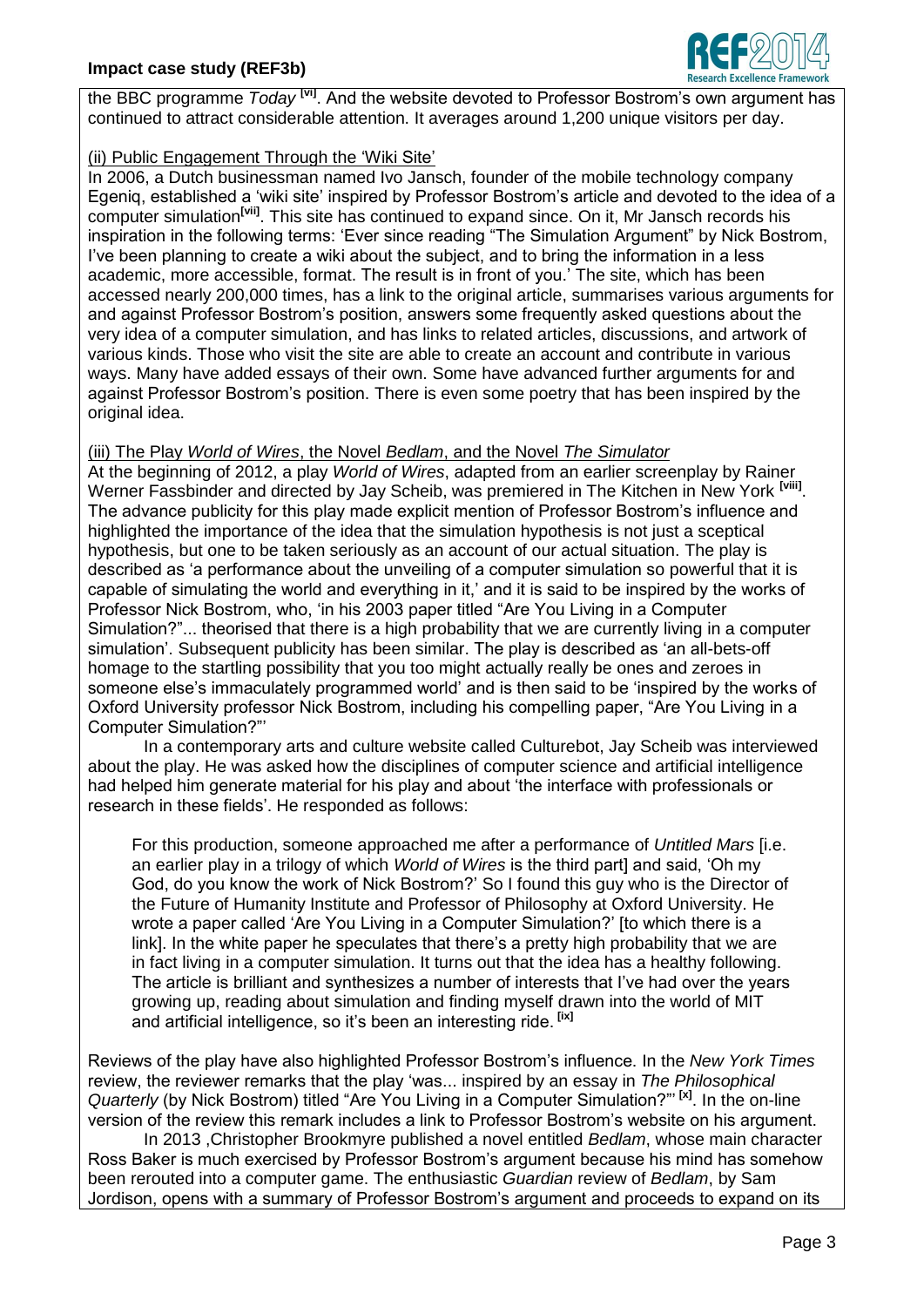the BBC programme *Today* [vi]. And the website devoted to Professor Bostrom's own argument has continued to attract considerable attention. It averages around 1,200 unique visitors per day.

(ii) Public Engagement Through the 'Wiki Site'

In 2006, a Dutch businessman named Ivo Jansch, founder of the mobile technology company Egeniq, established a 'wiki site' inspired by Professor Bostrom's article and devoted to the idea of a computer simulation[vii]. This site has continued to expand since. On it, Mr Jansch records his inspiration in the following terms: 'Ever since reading "The Simulation Argument" by Nick Bostrom, I've been planning to create a wiki about the subject, and to bring the information in a less academic, more accessible, format. The result is in front of you.' The site, which has been accessed nearly 200,000 times, has a link to the original article, summarises various arguments for and against Professor Bostrom's position, answers some frequently asked questions about the very idea of a computer simulation, and has links to related articles, discussions, and artwork of various kinds. Those who visit the site are able to create an account and contribute in various ways. Many have added essays of their own. Some have advanced further arguments for and against Professor Bostrom's position. There is even some poetry that has been inspired by the original idea.

(iii) The Play *World of Wires*, the Novel *Bedlam*, and the Novel *The Simulator*

At the beginning of 2012, a play *World of Wires*, adapted from an earlier screenplay by Rainer Werner Fassbinder and directed by Jay Scheib, was premiered in The Kitchen in New York [viii]. The advance publicity for this play made explicit mention of Professor Bostrom's influence and highlighted the importance of the idea that the simulation hypothesis is not just a sceptical hypothesis, but one to be taken seriously as an account of our actual situation. The play is described as 'a performance about the unveiling of a computer simulation so powerful that it is capable of simulating the world and everything in it,' and it is said to be inspired by the works of Professor Nick Bostrom, who, 'in his 2003 paper titled "Are You Living in a Computer Simulation?"... theorised that there is a high probability that we are currently living in a computer simulation'. Subsequent publicity has been similar. The play is described as 'an all-bets-off homage to the startling possibility that you too might actually really be ones and zeroes in someone else's immaculately programmed world' and is then said to be 'inspired by the works of Oxford University professor Nick Bostrom, including his compelling paper, "Are You Living in a Computer Simulation?"'

In a contemporary arts and culture website called Culturebot, Jay Scheib was interviewed about the play. He was asked how the disciplines of computer science and artificial intelligence had helped him generate material for his play and about 'the interface with professionals or research in these fields'. He responded as follows:

> For this production, someone approached me after a performance of *Untitled Mars* [i.e. an earlier play in a trilogy of which *World of Wires* is the third part] and said, 'Oh my God, do you know the work of Nick Bostrom?' So I found this guy who is the Director of the Future of Humanity Institute and Professor of Philosophy at Oxford University. He wrote a paper called 'Are You Living in a Computer Simulation?' [to which there is a link]. In the white paper he speculates that there's a pretty high probability that we are in fact living in a computer simulation. It turns out that the idea has a healthy following. The article is brilliant and synthesizes a number of interests that I've had over the years growing up, reading about simulation and finding myself drawn into the world of MIT and artificial intelligence, so it's been an interesting ride. [ix]

Reviews of the play have also highlighted Professor Bostrom's influence. In the *New York Times* review, the reviewer remarks that the play 'was... inspired by an essay in *The Philosophical Quarterly* (by Nick Bostrom) titled "Are You Living in a Computer Simulation?"' [x]. In the on-line version of the review this remark includes a link to Professor Bostrom's website on his argument.

In 2013 ,Christopher Brookmyre published a novel entitled *Bedlam*, whose main character Ross Baker is much exercised by Professor Bostrom's argument because his mind has somehow been rerouted into a computer game. The enthusiastic *Guardian* review of *Bedlam*, by Sam Jordison, opens with a summary of Professor Bostrom's argument and proceeds to expand on its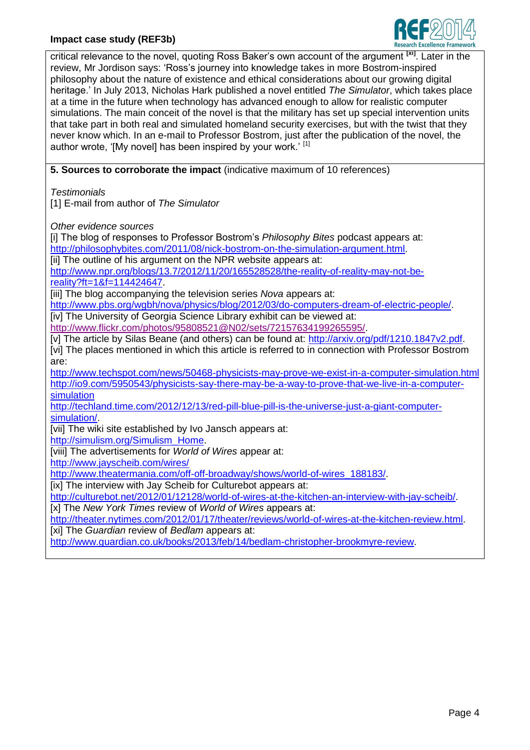critical relevance to the novel, quoting Ross Baker's own account of the argument [xi]. Later in the review, Mr Jordison says: 'Ross's journey into knowledge takes in more Bostrom-inspired philosophy about the nature of existence and ethical considerations about our growing digital heritage.' In July 2013, Nicholas Hark published a novel entitled *The Simulator*, which takes place at a time in the future when technology has advanced enough to allow for realistic computer simulations. The main conceit of the novel is that the military has set up special intervention units that take part in both real and simulated homeland security exercises, but with the twist that they never know which. In an e-mail to Professor Bostrom, just after the publication of the novel, the author wrote, '[My novel] has been inspired by your work.' [1]

**5. Sources to corroborate the impact** (indicative maximum of 10 references)

*Testimonials*

[1] E-mail from author of *The Simulator*

*Other evidence sources*

[i] The blog of responses to Professor Bostrom's *Philosophy Bites* podcast appears at: http://philosophybites.com/2011/08/nick-bostrom-on-the-simulation-argument.html.

[ii] The outline of his argument on the NPR website appears at: http://www.npr.org/blogs/13.7/2012/11/20/165528528/the-reality-of-reality-may-not-be-reality?ft=1&f=114424647.

[iii] The blog accompanying the television series *Nova* appears at: http://www.pbs.org/wgbh/nova/physics/blog/2012/03/do-computers-dream-of-electric-people/.

[iv] The University of Georgia Science Library exhibit can be viewed at: http://www.flickr.com/photos/95808521@N02/sets/72157634199265595/.

[v] The article by Silas Beane (and others) can be found at: http://arxiv.org/pdf/1210.1847v2.pdf.

[vi] The places mentioned in which this article is referred to in connection with Professor Bostrom are:

http://www.techspot.com/news/50468-physicists-may-prove-we-exist-in-a-computer-simulation.html

http://io9.com/5950543/physicists-say-there-may-be-a-way-to-prove-that-we-live-in-a-computer-simulation

http://techland.time.com/2012/12/13/red-pill-blue-pill-is-the-universe-just-a-giant-computer-simulation/.

[vii] The wiki site established by Ivo Jansch appears at: http://simulism.org/Simulism_Home.

[viii] The advertisements for *World of Wires* appear at:

http://www.jayscheib.com/wires/

http://www.theatermania.com/off-off-broadway/shows/world-of-wires_188183/.

[ix] The interview with Jay Scheib for Culturebot appears at: http://culturebot.net/2012/01/12128/world-of-wires-at-the-kitchen-an-interview-with-jay-scheib/.

[x] The *New York Times* review of *World of Wires* appears at: http://theater.nytimes.com/2012/01/17/theater/reviews/world-of-wires-at-the-kitchen-review.html.

[xi] The *Guardian* review of *Bedlam* appears at: http://www.guardian.co.uk/books/2013/feb/14/bedlam-christopher-brookmyre-review.